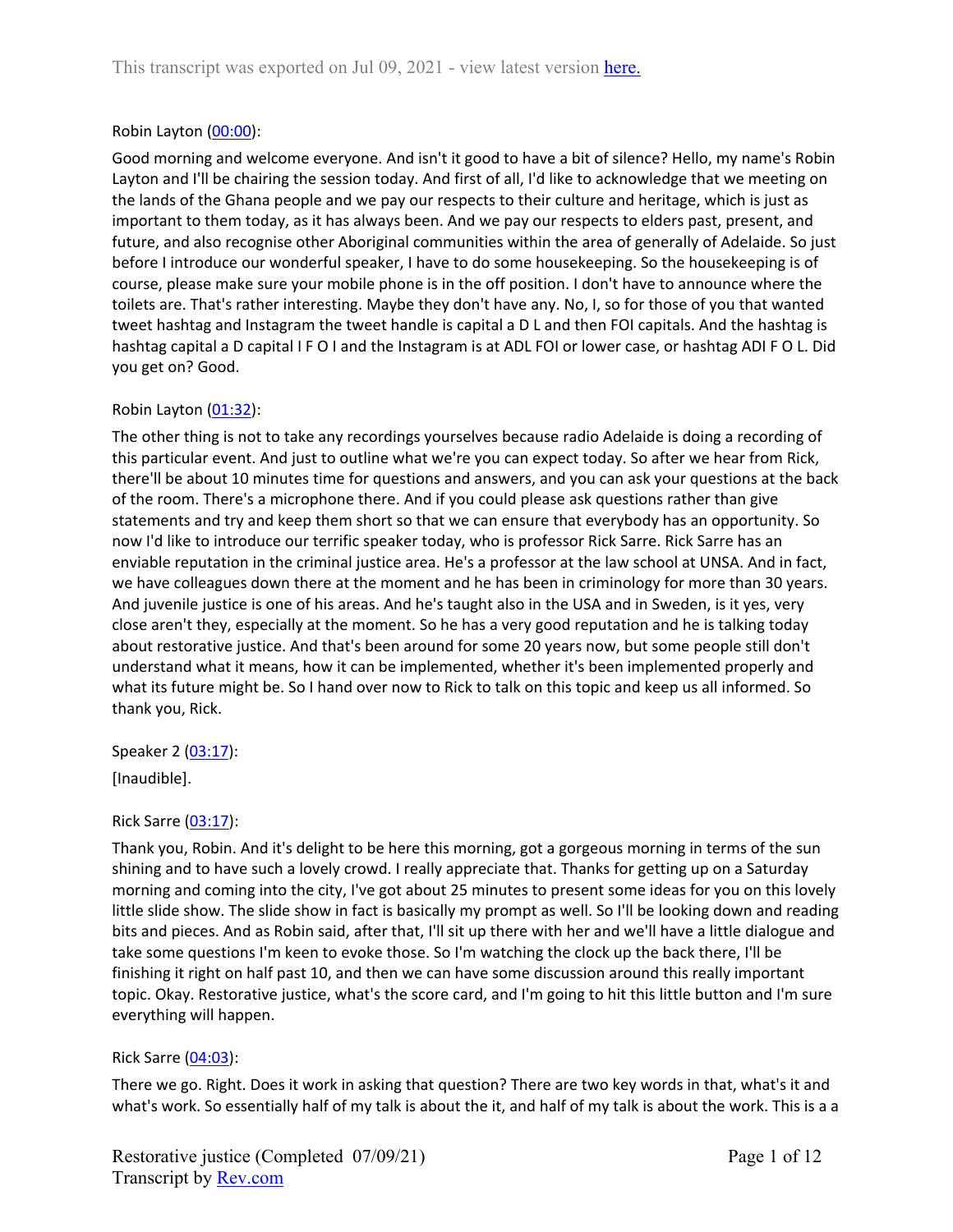This transcript was exported on Jul 09, 2021 - view latest version [here.](#)

Robin Layton ([00:00](#)):

Good morning and welcome everyone. And isn't it good to have a bit of silence? Hello, my name's Robin Layton and I'll be chairing the session today. And first of all, I'd like to acknowledge that we meeting on the lands of the Ghana people and we pay our respects to their culture and heritage, which is just as important to them today, as it has always been. And we pay our respects to elders past, present, and future, and also recognise other Aboriginal communities within the area of generally of Adelaide. So just before I introduce our wonderful speaker, I have to do some housekeeping. So the housekeeping is of course, please make sure your mobile phone is in the off position. I don't have to announce where the toilets are. That's rather interesting. Maybe they don't have any. No, I, so for those of you that wanted tweet hashtag and Instagram the tweet handle is capital a D L and then FOI capitals. And the hashtag is hashtag capital a D capital I F O I and the Instagram is at ADL FOI or lower case, or hashtag ADI F O L. Did you get on? Good.

Robin Layton ([01:32](#)):

The other thing is not to take any recordings yourselves because radio Adelaide is doing a recording of this particular event. And just to outline what we're you can expect today. So after we hear from Rick, there'll be about 10 minutes time for questions and answers, and you can ask your questions at the back of the room. There's a microphone there. And if you could please ask questions rather than give statements and try and keep them short so that we can ensure that everybody has an opportunity. So now I'd like to introduce our terrific speaker today, who is professor Rick Sarre. Rick Sarre has an enviable reputation in the criminal justice area. He's a professor at the law school at UNSA. And in fact, we have colleagues down there at the moment and he has been in criminology for more than 30 years. And juvenile justice is one of his areas. And he's taught also in the USA and in Sweden, is it yes, very close aren't they, especially at the moment. So he has a very good reputation and he is talking today about restorative justice. And that's been around for some 20 years now, but some people still don't understand what it means, how it can be implemented, whether it's been implemented properly and what its future might be. So I hand over now to Rick to talk on this topic and keep us all informed. So thank you, Rick.

Speaker 2 ([03:17](#)):

[Inaudible].

Rick Sarre ([03:17](#)):

Thank you, Robin. And it's delight to be here this morning, got a gorgeous morning in terms of the sun shining and to have such a lovely crowd. I really appreciate that. Thanks for getting up on a Saturday morning and coming into the city, I've got about 25 minutes to present some ideas for you on this lovely little slide show. The slide show in fact is basically my prompt as well. So I'll be looking down and reading bits and pieces. And as Robin said, after that, I'll sit up there with her and we'll have a little dialogue and take some questions I'm keen to evoke those. So I'm watching the clock up the back there, I'll be finishing it right on half past 10, and then we can have some discussion around this really important topic. Okay. Restorative justice, what's the score card, and I'm going to hit this little button and I'm sure everything will happen.

Rick Sarre ([04:03](#)):

There we go. Right. Does it work in asking that question? There are two key words in that, what's it and what's work. So essentially half of my talk is about the it, and half of my talk is about the work. This is a a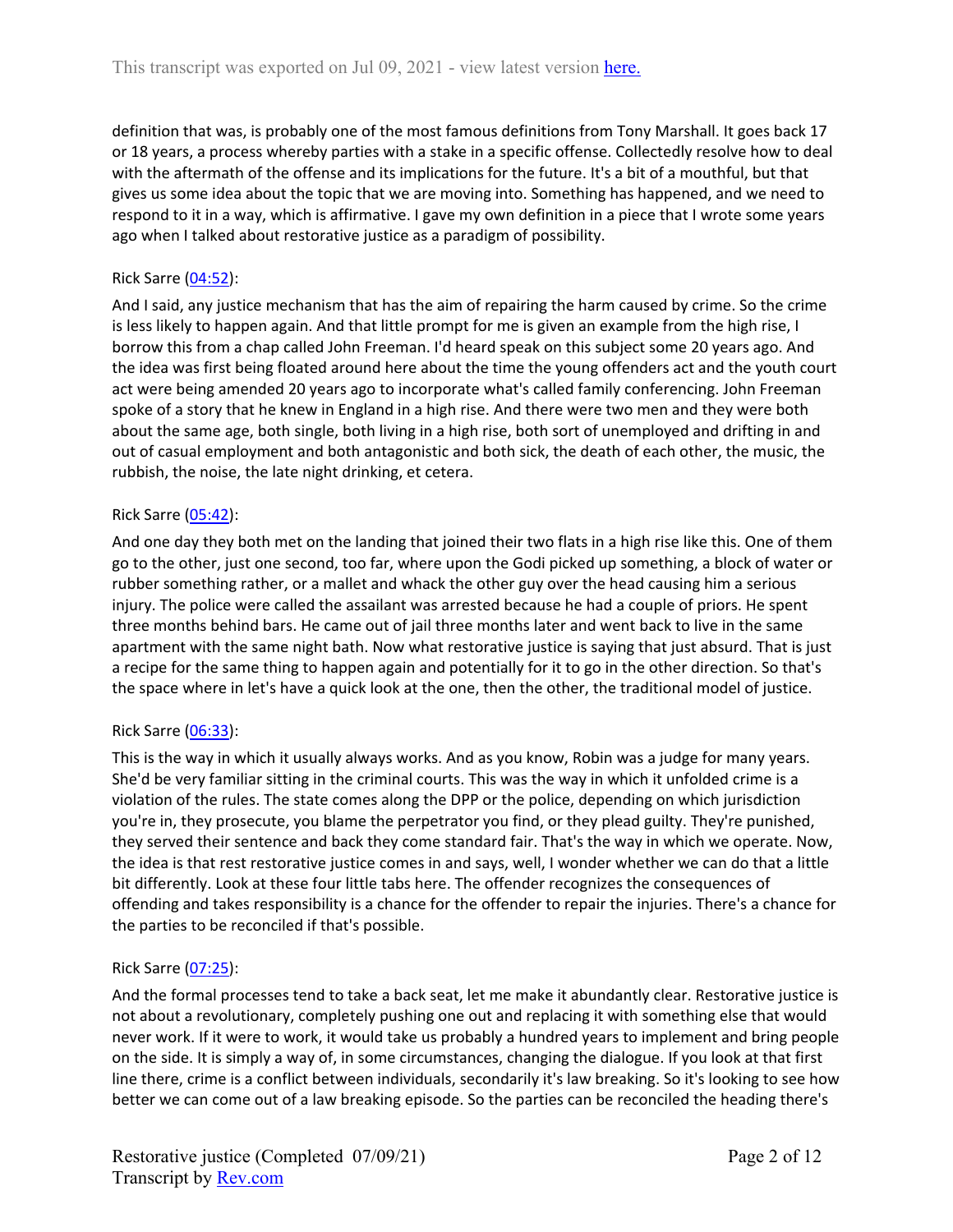definition that was, is probably one of the most famous definitions from Tony Marshall. It goes back 17 or 18 years, a process whereby parties with a stake in a specific offense. Collectedly resolve how to deal with the aftermath of the offense and its implications for the future. It's a bit of a mouthful, but that gives us some idea about the topic that we are moving into. Something has happened, and we need to respond to it in a way, which is affirmative. I gave my own definition in a piece that I wrote some years ago when I talked about restorative justice as a paradigm of possibility.

Rick Sarre ([04:52](#)):

And I said, any justice mechanism that has the aim of repairing the harm caused by crime. So the crime is less likely to happen again. And that little prompt for me is given an example from the high rise, I borrow this from a chap called John Freeman. I'd heard speak on this subject some 20 years ago. And the idea was first being floated around here about the time the young offenders act and the youth court act were being amended 20 years ago to incorporate what's called family conferencing. John Freeman spoke of a story that he knew in England in a high rise. And there were two men and they were both about the same age, both single, both living in a high rise, both sort of unemployed and drifting in and out of casual employment and both antagonistic and both sick, the death of each other, the music, the rubbish, the noise, the late night drinking, et cetera.

Rick Sarre ([05:42](#)):

And one day they both met on the landing that joined their two flats in a high rise like this. One of them go to the other, just one second, too far, where upon the Godi picked up something, a block of water or rubber something rather, or a mallet and whack the other guy over the head causing him a serious injury. The police were called the assailant was arrested because he had a couple of priors. He spent three months behind bars. He came out of jail three months later and went back to live in the same apartment with the same night bath. Now what restorative justice is saying that just absurd. That is just a recipe for the same thing to happen again and potentially for it to go in the other direction. So that's the space where in let's have a quick look at the one, then the other, the traditional model of justice.

Rick Sarre ([06:33](#)):

This is the way in which it usually always works. And as you know, Robin was a judge for many years. She'd be very familiar sitting in the criminal courts. This was the way in which it unfolded crime is a violation of the rules. The state comes along the DPP or the police, depending on which jurisdiction you're in, they prosecute, you blame the perpetrator you find, or they plead guilty. They're punished, they served their sentence and back they come standard fair. That's the way in which we operate. Now, the idea is that rest restorative justice comes in and says, well, I wonder whether we can do that a little bit differently. Look at these four little tabs here. The offender recognizes the consequences of offending and takes responsibility is a chance for the offender to repair the injuries. There's a chance for the parties to be reconciled if that's possible.

Rick Sarre ([07:25](#)):

And the formal processes tend to take a back seat, let me make it abundantly clear. Restorative justice is not about a revolutionary, completely pushing one out and replacing it with something else that would never work. If it were to work, it would take us probably a hundred years to implement and bring people on the side. It is simply a way of, in some circumstances, changing the dialogue. If you look at that first line there, crime is a conflict between individuals, secondarily it's law breaking. So it's looking to see how better we can come out of a law breaking episode. So the parties can be reconciled the heading there's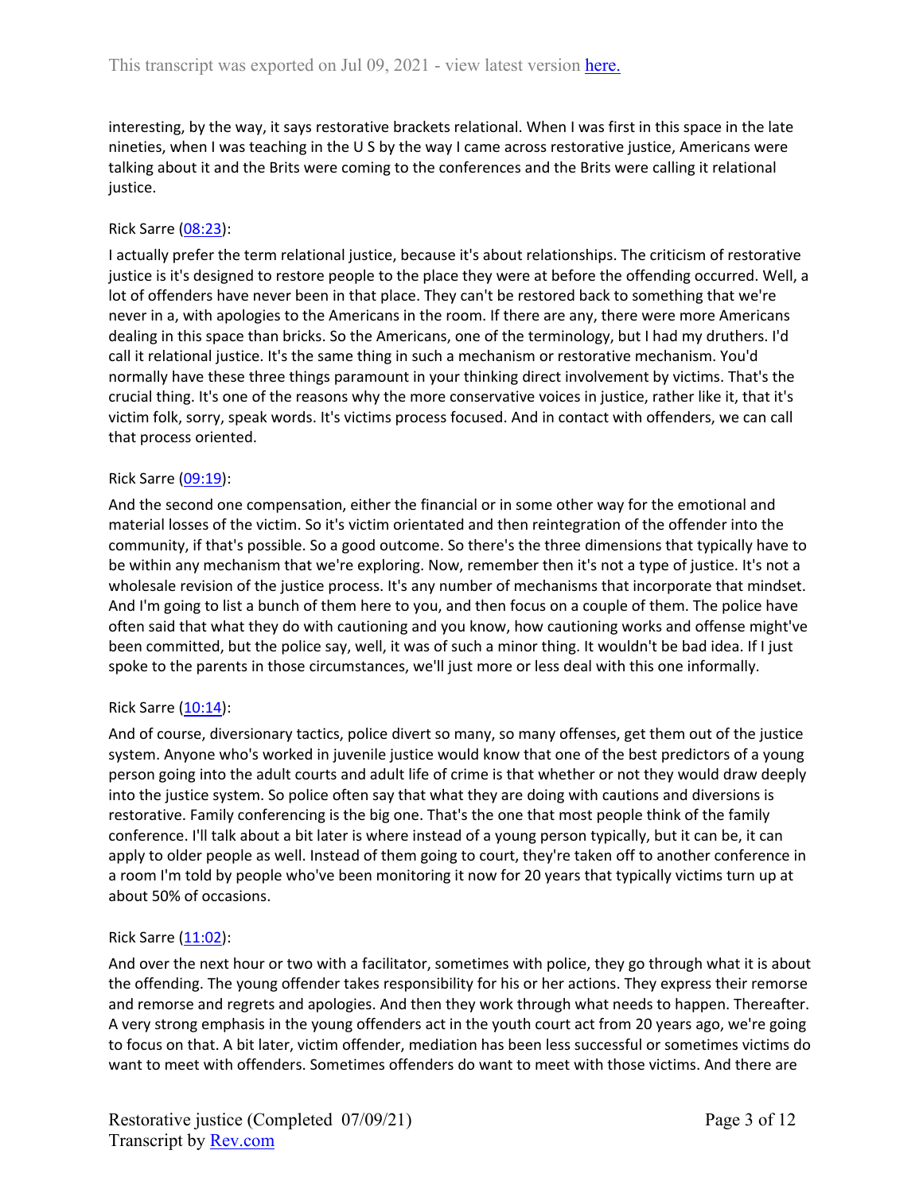interesting, by the way, it says restorative brackets relational. When I was first in this space in the late nineties, when I was teaching in the U S by the way I came across restorative justice, Americans were talking about it and the Brits were coming to the conferences and the Brits were calling it relational justice.

Rick Sarre ([08:23](#)):

I actually prefer the term relational justice, because it's about relationships. The criticism of restorative justice is it's designed to restore people to the place they were at before the offending occurred. Well, a lot of offenders have never been in that place. They can't be restored back to something that we're never in a, with apologies to the Americans in the room. If there are any, there were more Americans dealing in this space than bricks. So the Americans, one of the terminology, but I had my druthers. I'd call it relational justice. It's the same thing in such a mechanism or restorative mechanism. You'd normally have these three things paramount in your thinking direct involvement by victims. That's the crucial thing. It's one of the reasons why the more conservative voices in justice, rather like it, that it's victim folk, sorry, speak words. It's victims process focused. And in contact with offenders, we can call that process oriented.

Rick Sarre ([09:19](#)):

And the second one compensation, either the financial or in some other way for the emotional and material losses of the victim. So it's victim orientated and then reintegration of the offender into the community, if that's possible. So a good outcome. So there's the three dimensions that typically have to be within any mechanism that we're exploring. Now, remember then it's not a type of justice. It's not a wholesale revision of the justice process. It's any number of mechanisms that incorporate that mindset. And I'm going to list a bunch of them here to you, and then focus on a couple of them. The police have often said that what they do with cautioning and you know, how cautioning works and offense might've been committed, but the police say, well, it was of such a minor thing. It wouldn't be bad idea. If I just spoke to the parents in those circumstances, we'll just more or less deal with this one informally.

Rick Sarre ([10:14](#)):

And of course, diversionary tactics, police divert so many, so many offenses, get them out of the justice system. Anyone who's worked in juvenile justice would know that one of the best predictors of a young person going into the adult courts and adult life of crime is that whether or not they would draw deeply into the justice system. So police often say that what they are doing with cautions and diversions is restorative. Family conferencing is the big one. That's the one that most people think of the family conference. I'll talk about a bit later is where instead of a young person typically, but it can be, it can apply to older people as well. Instead of them going to court, they're taken off to another conference in a room I'm told by people who've been monitoring it now for 20 years that typically victims turn up at about 50% of occasions.

Rick Sarre ([11:02](#)):

And over the next hour or two with a facilitator, sometimes with police, they go through what it is about the offending. The young offender takes responsibility for his or her actions. They express their remorse and remorse and regrets and apologies. And then they work through what needs to happen. Thereafter. A very strong emphasis in the young offenders act in the youth court act from 20 years ago, we're going to focus on that. A bit later, victim offender, mediation has been less successful or sometimes victims do want to meet with offenders. Sometimes offenders do want to meet with those victims. And there are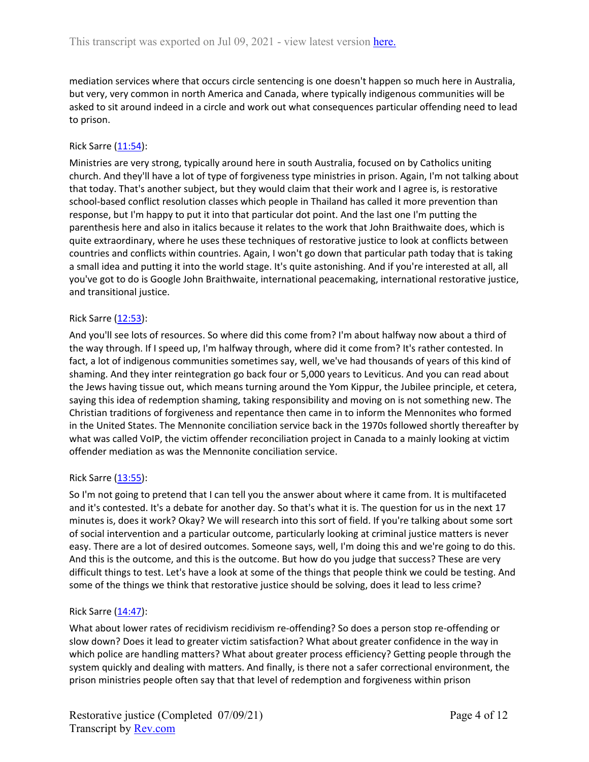mediation services where that occurs circle sentencing is one doesn't happen so much here in Australia, but very, very common in north America and Canada, where typically indigenous communities will be asked to sit around indeed in a circle and work out what consequences particular offending need to lead to prison.

Rick Sarre ([11:54](#)):

Ministries are very strong, typically around here in south Australia, focused on by Catholics uniting church. And they'll have a lot of type of forgiveness type ministries in prison. Again, I'm not talking about that today. That's another subject, but they would claim that their work and I agree is, is restorative school-based conflict resolution classes which people in Thailand has called it more prevention than response, but I'm happy to put it into that particular dot point. And the last one I'm putting the parenthesis here and also in italics because it relates to the work that John Braithwaite does, which is quite extraordinary, where he uses these techniques of restorative justice to look at conflicts between countries and conflicts within countries. Again, I won't go down that particular path today that is taking a small idea and putting it into the world stage. It's quite astonishing. And if you're interested at all, all you've got to do is Google John Braithwaite, international peacemaking, international restorative justice, and transitional justice.

Rick Sarre ([12:53](#)):

And you'll see lots of resources. So where did this come from? I'm about halfway now about a third of the way through. If I speed up, I'm halfway through, where did it come from? It's rather contested. In fact, a lot of indigenous communities sometimes say, well, we've had thousands of years of this kind of shaming. And they inter reintegration go back four or 5,000 years to Leviticus. And you can read about the Jews having tissue out, which means turning around the Yom Kippur, the Jubilee principle, et cetera, saying this idea of redemption shaming, taking responsibility and moving on is not something new. The Christian traditions of forgiveness and repentance then came in to inform the Mennonites who formed in the United States. The Mennonite conciliation service back in the 1970s followed shortly thereafter by what was called VoIP, the victim offender reconciliation project in Canada to a mainly looking at victim offender mediation as was the Mennonite conciliation service.

Rick Sarre ([13:55](#)):

So I'm not going to pretend that I can tell you the answer about where it came from. It is multifaceted and it's contested. It's a debate for another day. So that's what it is. The question for us in the next 17 minutes is, does it work? Okay? We will research into this sort of field. If you're talking about some sort of social intervention and a particular outcome, particularly looking at criminal justice matters is never easy. There are a lot of desired outcomes. Someone says, well, I'm doing this and we're going to do this. And this is the outcome, and this is the outcome. But how do you judge that success? These are very difficult things to test. Let's have a look at some of the things that people think we could be testing. And some of the things we think that restorative justice should be solving, does it lead to less crime?

Rick Sarre ([14:47](#)):

What about lower rates of recidivism recidivism re-offending? So does a person stop re-offending or slow down? Does it lead to greater victim satisfaction? What about greater confidence in the way in which police are handling matters? What about greater process efficiency? Getting people through the system quickly and dealing with matters. And finally, is there not a safer correctional environment, the prison ministries people often say that that level of redemption and forgiveness within prison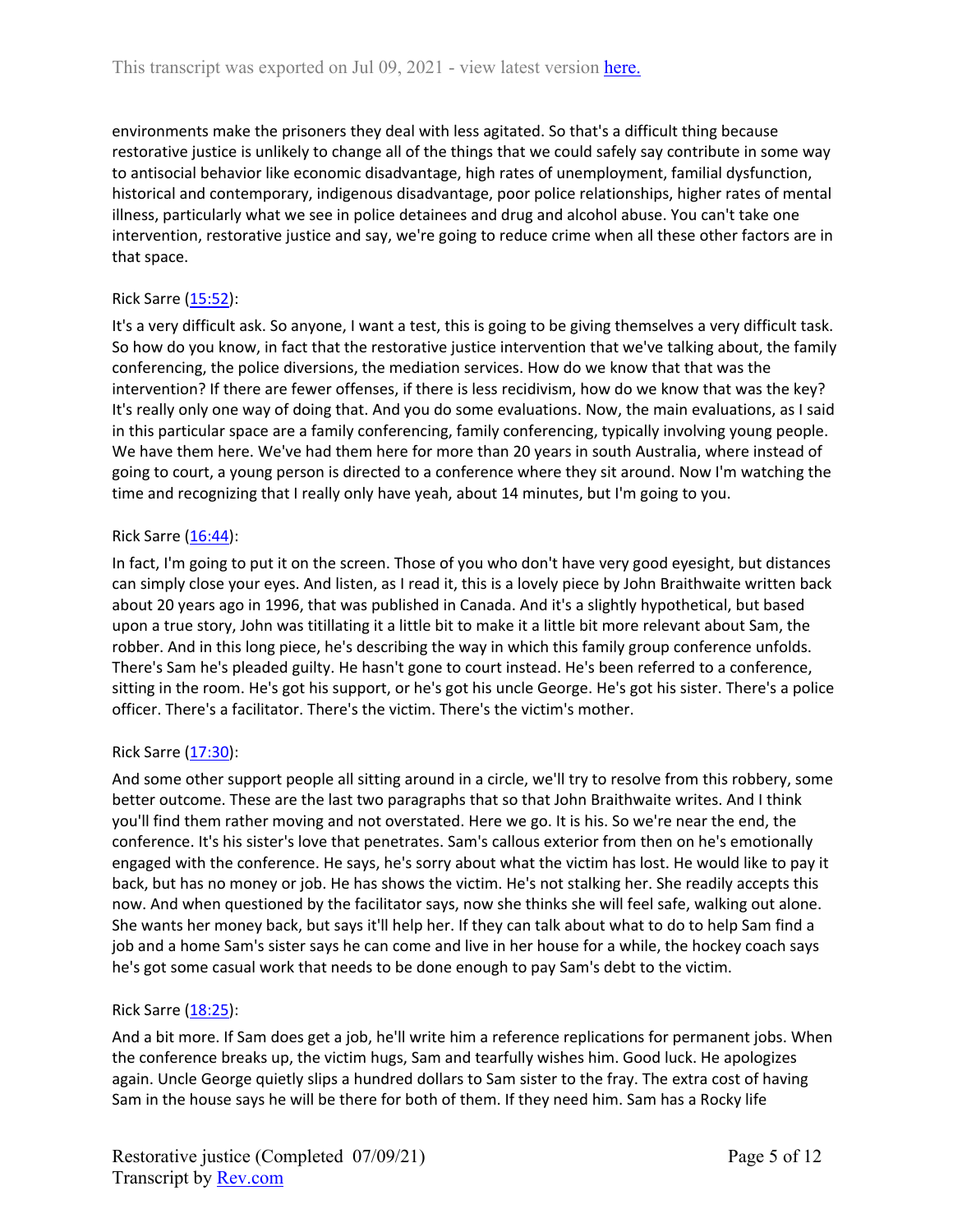environments make the prisoners they deal with less agitated. So that's a difficult thing because restorative justice is unlikely to change all of the things that we could safely say contribute in some way to antisocial behavior like economic disadvantage, high rates of unemployment, familial dysfunction, historical and contemporary, indigenous disadvantage, poor police relationships, higher rates of mental illness, particularly what we see in police detainees and drug and alcohol abuse. You can't take one intervention, restorative justice and say, we're going to reduce crime when all these other factors are in that space.

Rick Sarre ([15:52](#)):

It's a very difficult ask. So anyone, I want a test, this is going to be giving themselves a very difficult task. So how do you know, in fact that the restorative justice intervention that we've talking about, the family conferencing, the police diversions, the mediation services. How do we know that that was the intervention? If there are fewer offenses, if there is less recidivism, how do we know that was the key? It's really only one way of doing that. And you do some evaluations. Now, the main evaluations, as I said in this particular space are a family conferencing, family conferencing, typically involving young people. We have them here. We've had them here for more than 20 years in south Australia, where instead of going to court, a young person is directed to a conference where they sit around. Now I'm watching the time and recognizing that I really only have yeah, about 14 minutes, but I'm going to you.

Rick Sarre ([16:44](#)):

In fact, I'm going to put it on the screen. Those of you who don't have very good eyesight, but distances can simply close your eyes. And listen, as I read it, this is a lovely piece by John Braithwaite written back about 20 years ago in 1996, that was published in Canada. And it's a slightly hypothetical, but based upon a true story, John was titillating it a little bit to make it a little bit more relevant about Sam, the robber. And in this long piece, he's describing the way in which this family group conference unfolds. There's Sam he's pleaded guilty. He hasn't gone to court instead. He's been referred to a conference, sitting in the room. He's got his support, or he's got his uncle George. He's got his sister. There's a police officer. There's a facilitator. There's the victim. There's the victim's mother.

Rick Sarre ([17:30](#)):

And some other support people all sitting around in a circle, we'll try to resolve from this robbery, some better outcome. These are the last two paragraphs that so that John Braithwaite writes. And I think you'll find them rather moving and not overstated. Here we go. It is his. So we're near the end, the conference. It's his sister's love that penetrates. Sam's callous exterior from then on he's emotionally engaged with the conference. He says, he's sorry about what the victim has lost. He would like to pay it back, but has no money or job. He has shows the victim. He's not stalking her. She readily accepts this now. And when questioned by the facilitator says, now she thinks she will feel safe, walking out alone. She wants her money back, but says it'll help her. If they can talk about what to do to help Sam find a job and a home Sam's sister says he can come and live in her house for a while, the hockey coach says he's got some casual work that needs to be done enough to pay Sam's debt to the victim.

Rick Sarre ([18:25](#)):

And a bit more. If Sam does get a job, he'll write him a reference replications for permanent jobs. When the conference breaks up, the victim hugs, Sam and tearfully wishes him. Good luck. He apologizes again. Uncle George quietly slips a hundred dollars to Sam sister to the fray. The extra cost of having Sam in the house says he will be there for both of them. If they need him. Sam has a Rocky life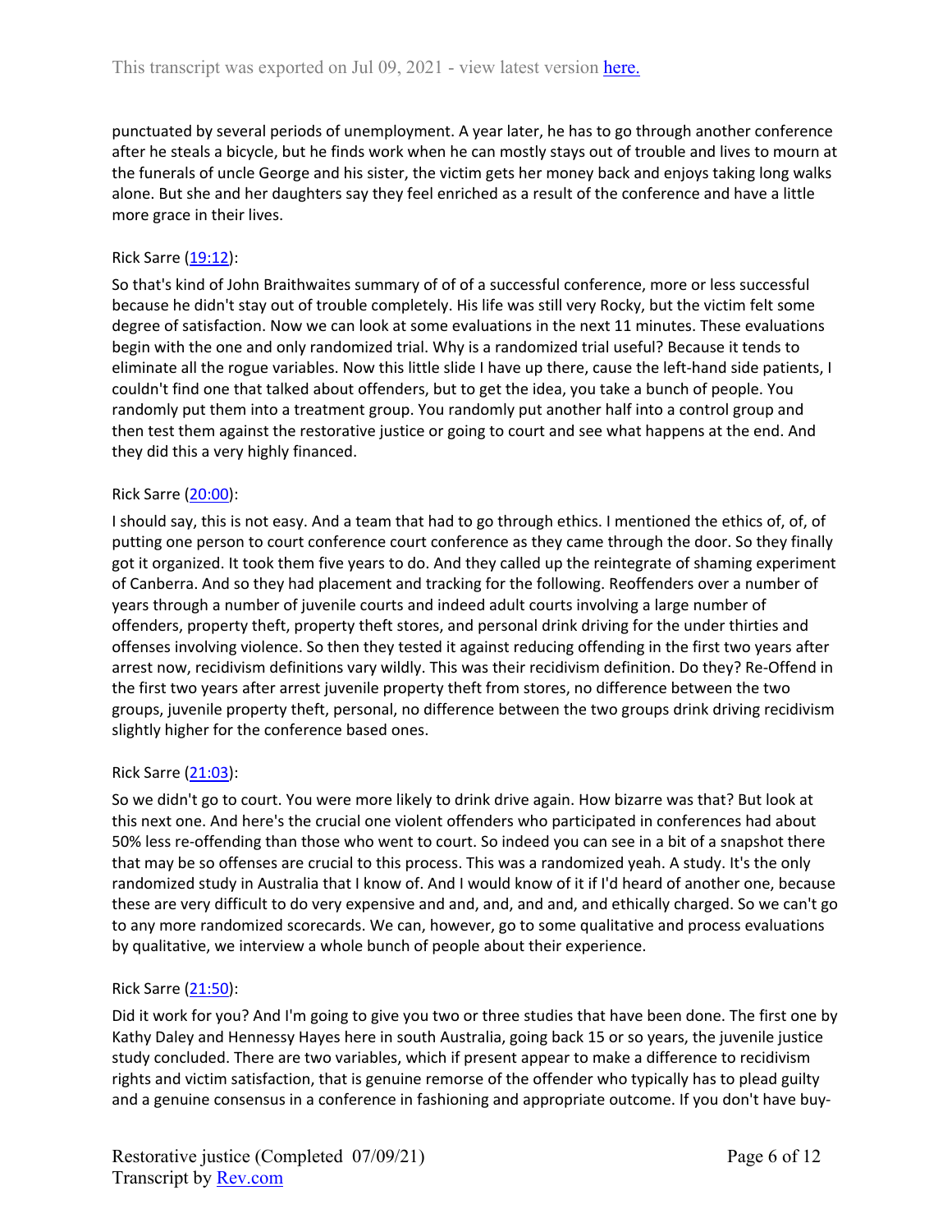punctuated by several periods of unemployment. A year later, he has to go through another conference after he steals a bicycle, but he finds work when he can mostly stays out of trouble and lives to mourn at the funerals of uncle George and his sister, the victim gets her money back and enjoys taking long walks alone. But she and her daughters say they feel enriched as a result of the conference and have a little more grace in their lives.

Rick Sarre ([19:12]):

So that's kind of John Braithwaites summary of of of a successful conference, more or less successful because he didn't stay out of trouble completely. His life was still very Rocky, but the victim felt some degree of satisfaction. Now we can look at some evaluations in the next 11 minutes. These evaluations begin with the one and only randomized trial. Why is a randomized trial useful? Because it tends to eliminate all the rogue variables. Now this little slide I have up there, cause the left-hand side patients, I couldn't find one that talked about offenders, but to get the idea, you take a bunch of people. You randomly put them into a treatment group. You randomly put another half into a control group and then test them against the restorative justice or going to court and see what happens at the end. And they did this a very highly financed.

Rick Sarre ([20:00]):

I should say, this is not easy. And a team that had to go through ethics. I mentioned the ethics of, of, of putting one person to court conference court conference as they came through the door. So they finally got it organized. It took them five years to do. And they called up the reintegrate of shaming experiment of Canberra. And so they had placement and tracking for the following. Reoffenders over a number of years through a number of juvenile courts and indeed adult courts involving a large number of offenders, property theft, property theft stores, and personal drink driving for the under thirties and offenses involving violence. So then they tested it against reducing offending in the first two years after arrest now, recidivism definitions vary wildly. This was their recidivism definition. Do they? Re-Offend in the first two years after arrest juvenile property theft from stores, no difference between the two groups, juvenile property theft, personal, no difference between the two groups drink driving recidivism slightly higher for the conference based ones.

Rick Sarre ([21:03]):

So we didn't go to court. You were more likely to drink drive again. How bizarre was that? But look at this next one. And here's the crucial one violent offenders who participated in conferences had about 50% less re-offending than those who went to court. So indeed you can see in a bit of a snapshot there that may be so offenses are crucial to this process. This was a randomized yeah. A study. It's the only randomized study in Australia that I know of. And I would know of it if I'd heard of another one, because these are very difficult to do very expensive and and, and, and and, and ethically charged. So we can't go to any more randomized scorecards. We can, however, go to some qualitative and process evaluations by qualitative, we interview a whole bunch of people about their experience.

Rick Sarre ([21:50]):

Did it work for you? And I'm going to give you two or three studies that have been done. The first one by Kathy Daley and Hennessy Hayes here in south Australia, going back 15 or so years, the juvenile justice study concluded. There are two variables, which if present appear to make a difference to recidivism rights and victim satisfaction, that is genuine remorse of the offender who typically has to plead guilty and a genuine consensus in a conference in fashioning and appropriate outcome. If you don't have buy-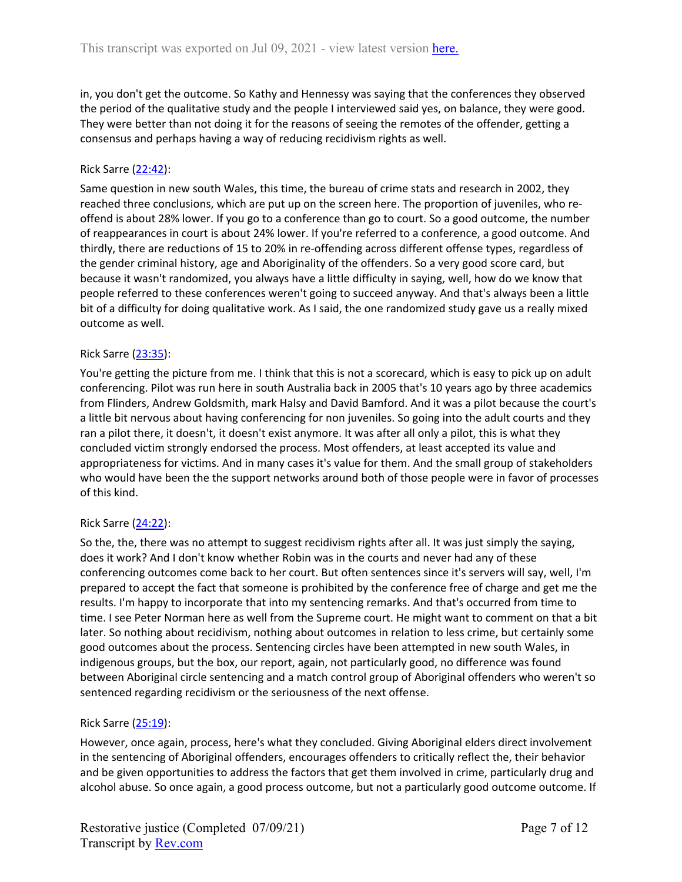in, you don't get the outcome. So Kathy and Hennessy was saying that the conferences they observed the period of the qualitative study and the people I interviewed said yes, on balance, they were good. They were better than not doing it for the reasons of seeing the remotes of the offender, getting a consensus and perhaps having a way of reducing recidivism rights as well.

Rick Sarre ([22:42](#)):

Same question in new south Wales, this time, the bureau of crime stats and research in 2002, they reached three conclusions, which are put up on the screen here. The proportion of juveniles, who re-offend is about 28% lower. If you go to a conference than go to court. So a good outcome, the number of reappearances in court is about 24% lower. If you're referred to a conference, a good outcome. And thirdly, there are reductions of 15 to 20% in re-offending across different offense types, regardless of the gender criminal history, age and Aboriginality of the offenders. So a very good score card, but because it wasn't randomized, you always have a little difficulty in saying, well, how do we know that people referred to these conferences weren't going to succeed anyway. And that's always been a little bit of a difficulty for doing qualitative work. As I said, the one randomized study gave us a really mixed outcome as well.

Rick Sarre ([23:35](#)):

You're getting the picture from me. I think that this is not a scorecard, which is easy to pick up on adult conferencing. Pilot was run here in south Australia back in 2005 that's 10 years ago by three academics from Flinders, Andrew Goldsmith, mark Halsy and David Bamford. And it was a pilot because the court's a little bit nervous about having conferencing for non juveniles. So going into the adult courts and they ran a pilot there, it doesn't, it doesn't exist anymore. It was after all only a pilot, this is what they concluded victim strongly endorsed the process. Most offenders, at least accepted its value and appropriateness for victims. And in many cases it's value for them. And the small group of stakeholders who would have been the the support networks around both of those people were in favor of processes of this kind.

Rick Sarre ([24:22](#)):

So the, the, there was no attempt to suggest recidivism rights after all. It was just simply the saying, does it work? And I don't know whether Robin was in the courts and never had any of these conferencing outcomes come back to her court. But often sentences since it's servers will say, well, I'm prepared to accept the fact that someone is prohibited by the conference free of charge and get me the results. I'm happy to incorporate that into my sentencing remarks. And that's occurred from time to time. I see Peter Norman here as well from the Supreme court. He might want to comment on that a bit later. So nothing about recidivism, nothing about outcomes in relation to less crime, but certainly some good outcomes about the process. Sentencing circles have been attempted in new south Wales, in indigenous groups, but the box, our report, again, not particularly good, no difference was found between Aboriginal circle sentencing and a match control group of Aboriginal offenders who weren't so sentenced regarding recidivism or the seriousness of the next offense.

Rick Sarre ([25:19](#)):

However, once again, process, here's what they concluded. Giving Aboriginal elders direct involvement in the sentencing of Aboriginal offenders, encourages offenders to critically reflect the, their behavior and be given opportunities to address the factors that get them involved in crime, particularly drug and alcohol abuse. So once again, a good process outcome, but not a particularly good outcome outcome. If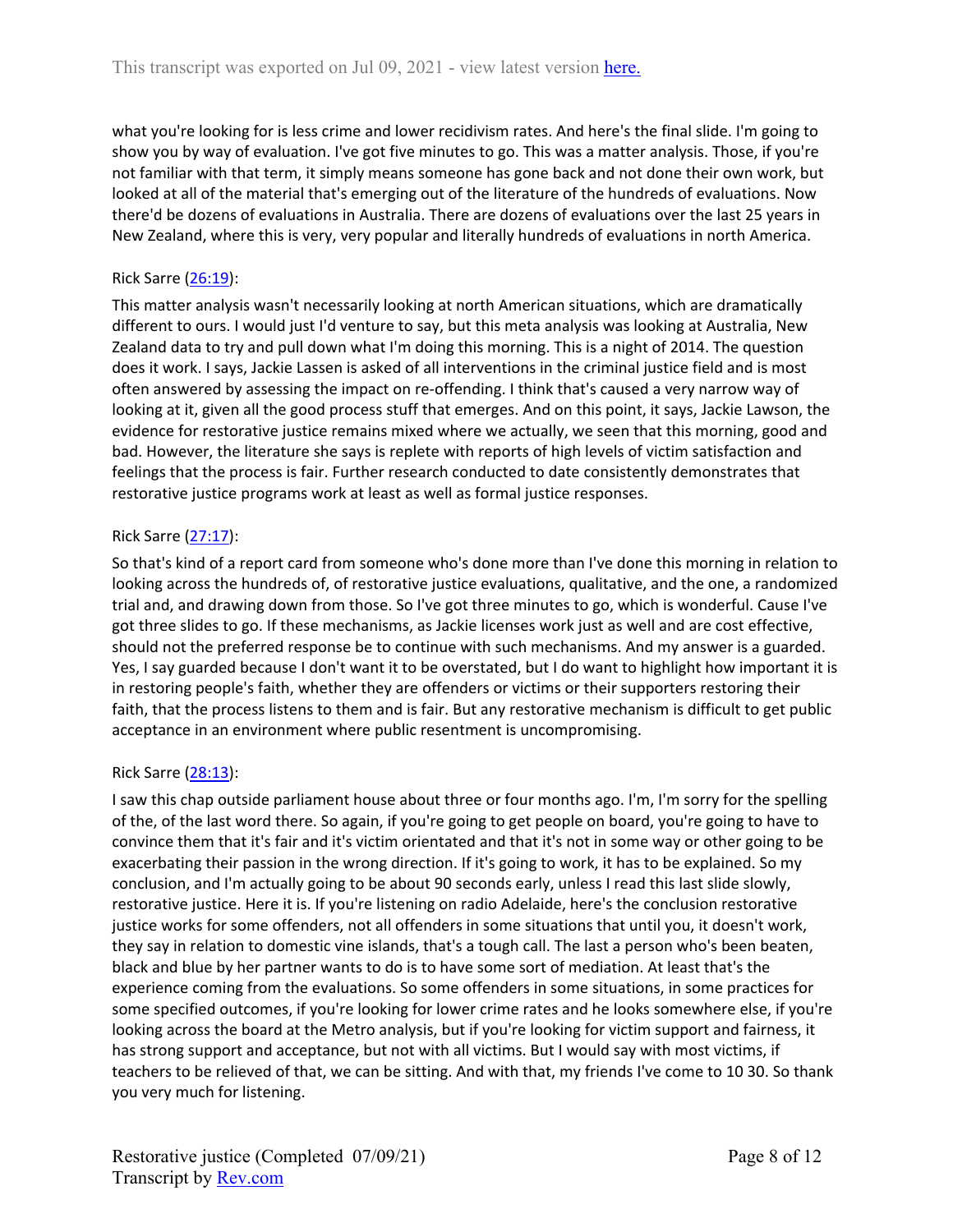what you're looking for is less crime and lower recidivism rates. And here's the final slide. I'm going to show you by way of evaluation. I've got five minutes to go. This was a matter analysis. Those, if you're not familiar with that term, it simply means someone has gone back and not done their own work, but looked at all of the material that's emerging out of the literature of the hundreds of evaluations. Now there'd be dozens of evaluations in Australia. There are dozens of evaluations over the last 25 years in New Zealand, where this is very, very popular and literally hundreds of evaluations in north America.

Rick Sarre (26:19):

This matter analysis wasn't necessarily looking at north American situations, which are dramatically different to ours. I would just I'd venture to say, but this meta analysis was looking at Australia, New Zealand data to try and pull down what I'm doing this morning. This is a night of 2014. The question does it work. I says, Jackie Lassen is asked of all interventions in the criminal justice field and is most often answered by assessing the impact on re-offending. I think that's caused a very narrow way of looking at it, given all the good process stuff that emerges. And on this point, it says, Jackie Lawson, the evidence for restorative justice remains mixed where we actually, we seen that this morning, good and bad. However, the literature she says is replete with reports of high levels of victim satisfaction and feelings that the process is fair. Further research conducted to date consistently demonstrates that restorative justice programs work at least as well as formal justice responses.

Rick Sarre (27:17):

So that's kind of a report card from someone who's done more than I've done this morning in relation to looking across the hundreds of, of restorative justice evaluations, qualitative, and the one, a randomized trial and, and drawing down from those. So I've got three minutes to go, which is wonderful. Cause I've got three slides to go. If these mechanisms, as Jackie licenses work just as well and are cost effective, should not the preferred response be to continue with such mechanisms. And my answer is a guarded. Yes, I say guarded because I don't want it to be overstated, but I do want to highlight how important it is in restoring people's faith, whether they are offenders or victims or their supporters restoring their faith, that the process listens to them and is fair. But any restorative mechanism is difficult to get public acceptance in an environment where public resentment is uncompromising.

Rick Sarre (28:13):

I saw this chap outside parliament house about three or four months ago. I'm, I'm sorry for the spelling of the, of the last word there. So again, if you're going to get people on board, you're going to have to convince them that it's fair and it's victim orientated and that it's not in some way or other going to be exacerbating their passion in the wrong direction. If it's going to work, it has to be explained. So my conclusion, and I'm actually going to be about 90 seconds early, unless I read this last slide slowly, restorative justice. Here it is. If you're listening on radio Adelaide, here's the conclusion restorative justice works for some offenders, not all offenders in some situations that until you, it doesn't work, they say in relation to domestic vine islands, that's a tough call. The last a person who's been beaten, black and blue by her partner wants to do is to have some sort of mediation. At least that's the experience coming from the evaluations. So some offenders in some situations, in some practices for some specified outcomes, if you're looking for lower crime rates and he looks somewhere else, if you're looking across the board at the Metro analysis, but if you're looking for victim support and fairness, it has strong support and acceptance, but not with all victims. But I would say with most victims, if teachers to be relieved of that, we can be sitting. And with that, my friends I've come to 10 30. So thank you very much for listening.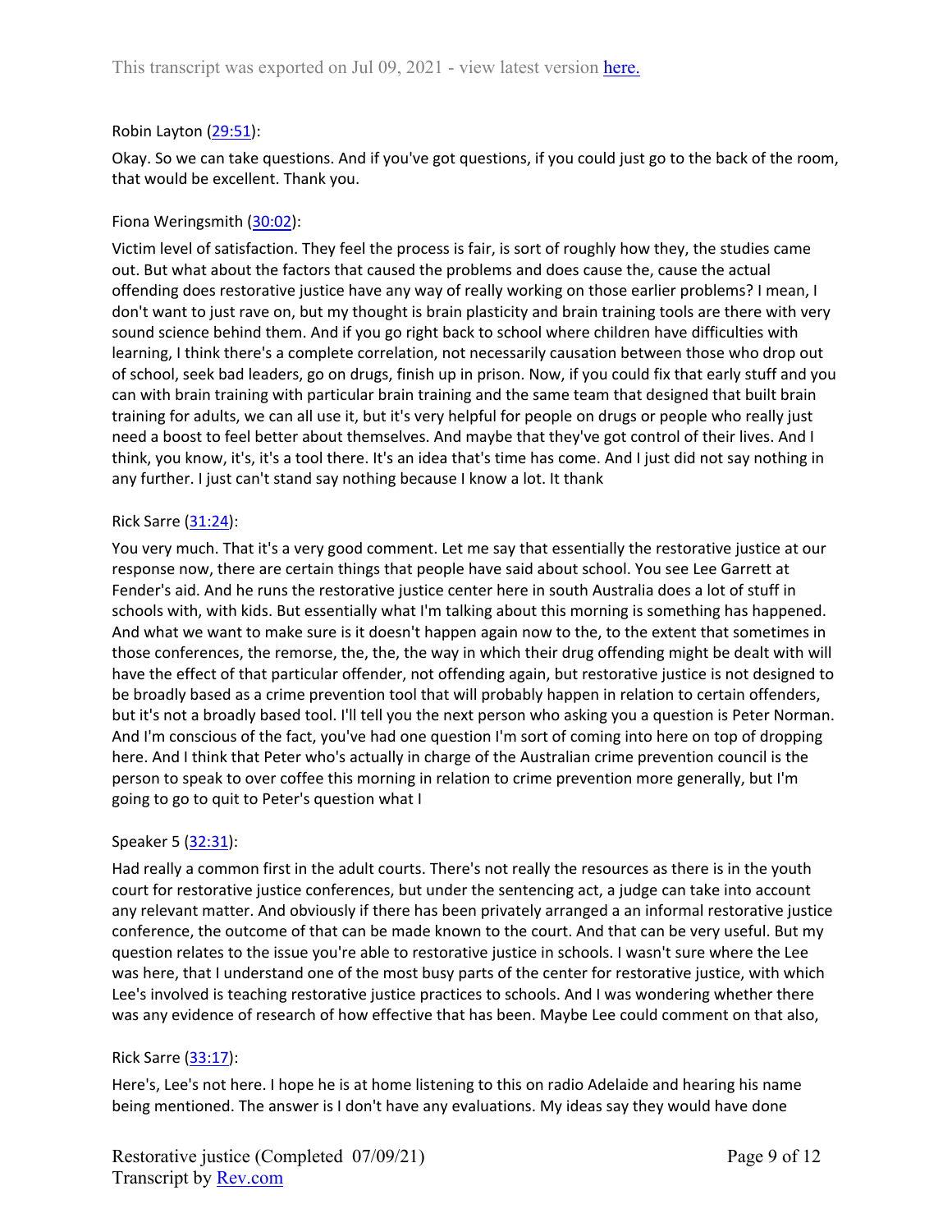Robin Layton ([29:51](#)):

Okay. So we can take questions. And if you've got questions, if you could just go to the back of the room, that would be excellent. Thank you.

Fiona Weringsmith ([30:02](#)):

Victim level of satisfaction. They feel the process is fair, is sort of roughly how they, the studies came out. But what about the factors that caused the problems and does cause the, cause the actual offending does restorative justice have any way of really working on those earlier problems? I mean, I don't want to just rave on, but my thought is brain plasticity and brain training tools are there with very sound science behind them. And if you go right back to school where children have difficulties with learning, I think there's a complete correlation, not necessarily causation between those who drop out of school, seek bad leaders, go on drugs, finish up in prison. Now, if you could fix that early stuff and you can with brain training with particular brain training and the same team that designed that built brain training for adults, we can all use it, but it's very helpful for people on drugs or people who really just need a boost to feel better about themselves. And maybe that they've got control of their lives. And I think, you know, it's, it's a tool there. It's an idea that's time has come. And I just did not say nothing in any further. I just can't stand say nothing because I know a lot. It thank

Rick Sarre ([31:24](#)):

You very much. That it's a very good comment. Let me say that essentially the restorative justice at our response now, there are certain things that people have said about school. You see Lee Garrett at Fender's aid. And he runs the restorative justice center here in south Australia does a lot of stuff in schools with, with kids. But essentially what I'm talking about this morning is something has happened. And what we want to make sure is it doesn't happen again now to the, to the extent that sometimes in those conferences, the remorse, the, the, the way in which their drug offending might be dealt with will have the effect of that particular offender, not offending again, but restorative justice is not designed to be broadly based as a crime prevention tool that will probably happen in relation to certain offenders, but it's not a broadly based tool. I'll tell you the next person who asking you a question is Peter Norman. And I'm conscious of the fact, you've had one question I'm sort of coming into here on top of dropping here. And I think that Peter who's actually in charge of the Australian crime prevention council is the person to speak to over coffee this morning in relation to crime prevention more generally, but I'm going to go to quit to Peter's question what I

Speaker 5 ([32:31](#)):

Had really a common first in the adult courts. There's not really the resources as there is in the youth court for restorative justice conferences, but under the sentencing act, a judge can take into account any relevant matter. And obviously if there has been privately arranged a an informal restorative justice conference, the outcome of that can be made known to the court. And that can be very useful. But my question relates to the issue you're able to restorative justice in schools. I wasn't sure where the Lee was here, that I understand one of the most busy parts of the center for restorative justice, with which Lee's involved is teaching restorative justice practices to schools. And I was wondering whether there was any evidence of research of how effective that has been. Maybe Lee could comment on that also,

Rick Sarre ([33:17](#)):

Here's, Lee's not here. I hope he is at home listening to this on radio Adelaide and hearing his name being mentioned. The answer is I don't have any evaluations. My ideas say they would have done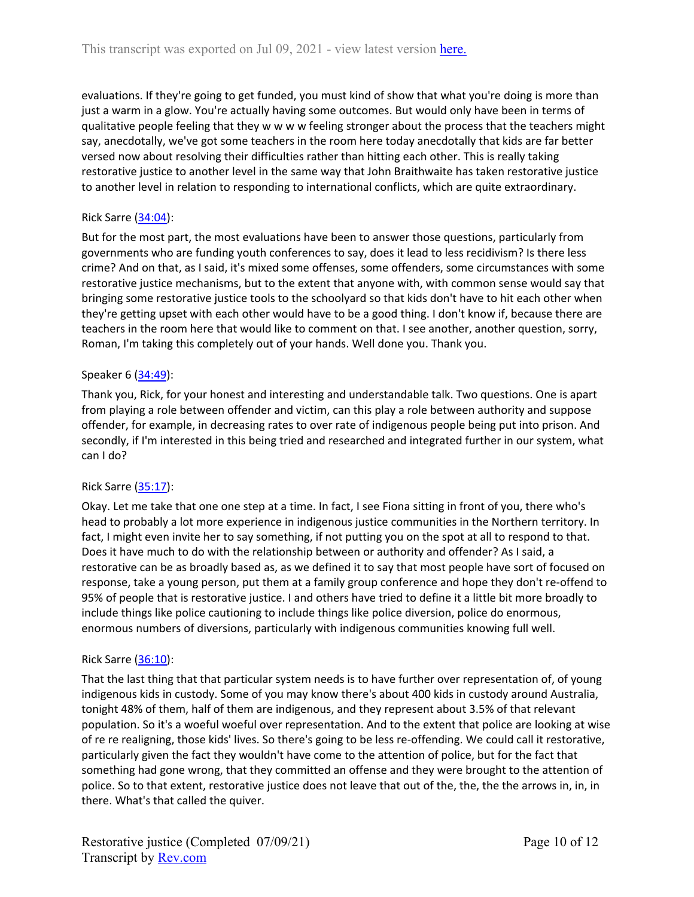evaluations. If they're going to get funded, you must kind of show that what you're doing is more than just a warm in a glow. You're actually having some outcomes. But would only have been in terms of qualitative people feeling that they w w w w feeling stronger about the process that the teachers might say, anecdotally, we've got some teachers in the room here today anecdotally that kids are far better versed now about resolving their difficulties rather than hitting each other. This is really taking restorative justice to another level in the same way that John Braithwaite has taken restorative justice to another level in relation to responding to international conflicts, which are quite extraordinary.

Rick Sarre ([34:04](#)):

But for the most part, the most evaluations have been to answer those questions, particularly from governments who are funding youth conferences to say, does it lead to less recidivism? Is there less crime? And on that, as I said, it's mixed some offenses, some offenders, some circumstances with some restorative justice mechanisms, but to the extent that anyone with, with common sense would say that bringing some restorative justice tools to the schoolyard so that kids don't have to hit each other when they're getting upset with each other would have to be a good thing. I don't know if, because there are teachers in the room here that would like to comment on that. I see another, another question, sorry, Roman, I'm taking this completely out of your hands. Well done you. Thank you.

Speaker 6 ([34:49](#)):

Thank you, Rick, for your honest and interesting and understandable talk. Two questions. One is apart from playing a role between offender and victim, can this play a role between authority and suppose offender, for example, in decreasing rates to over rate of indigenous people being put into prison. And secondly, if I'm interested in this being tried and researched and integrated further in our system, what can I do?

Rick Sarre ([35:17](#)):

Okay. Let me take that one one step at a time. In fact, I see Fiona sitting in front of you, there who's head to probably a lot more experience in indigenous justice communities in the Northern territory. In fact, I might even invite her to say something, if not putting you on the spot at all to respond to that. Does it have much to do with the relationship between or authority and offender? As I said, a restorative can be as broadly based as, as we defined it to say that most people have sort of focused on response, take a young person, put them at a family group conference and hope they don't re-offend to 95% of people that is restorative justice. I and others have tried to define it a little bit more broadly to include things like police cautioning to include things like police diversion, police do enormous, enormous numbers of diversions, particularly with indigenous communities knowing full well.

Rick Sarre ([36:10](#)):

That the last thing that that particular system needs is to have further over representation of, of young indigenous kids in custody. Some of you may know there's about 400 kids in custody around Australia, tonight 48% of them, half of them are indigenous, and they represent about 3.5% of that relevant population. So it's a woeful woeful over representation. And to the extent that police are looking at wise of re re realigning, those kids' lives. So there's going to be less re-offending. We could call it restorative, particularly given the fact they wouldn't have come to the attention of police, but for the fact that something had gone wrong, that they committed an offense and they were brought to the attention of police. So to that extent, restorative justice does not leave that out of the, the, the the arrows in, in, in there. What's that called the quiver.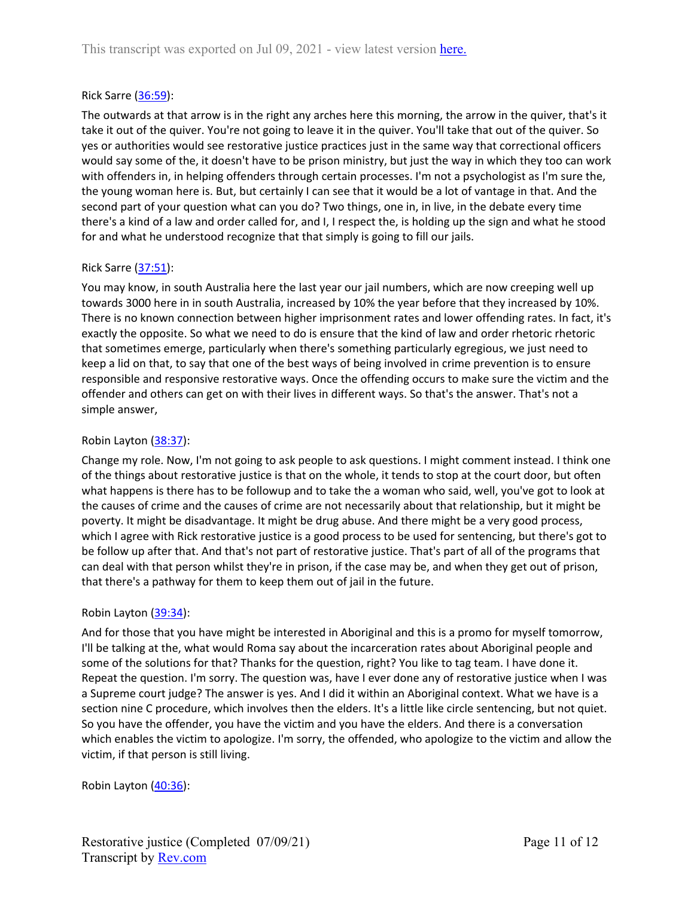Rick Sarre ([36:59]):

The outwards at that arrow is in the right any arches here this morning, the arrow in the quiver, that's it take it out of the quiver. You're not going to leave it in the quiver. You'll take that out of the quiver. So yes or authorities would see restorative justice practices just in the same way that correctional officers would say some of the, it doesn't have to be prison ministry, but just the way in which they too can work with offenders in, in helping offenders through certain processes. I'm not a psychologist as I'm sure the, the young woman here is. But, but certainly I can see that it would be a lot of vantage in that. And the second part of your question what can you do? Two things, one in, in live, in the debate every time there's a kind of a law and order called for, and I, I respect the, is holding up the sign and what he stood for and what he understood recognize that that simply is going to fill our jails.

Rick Sarre ([37:51]):

You may know, in south Australia here the last year our jail numbers, which are now creeping well up towards 3000 here in in south Australia, increased by 10% the year before that they increased by 10%. There is no known connection between higher imprisonment rates and lower offending rates. In fact, it's exactly the opposite. So what we need to do is ensure that the kind of law and order rhetoric rhetoric that sometimes emerge, particularly when there's something particularly egregious, we just need to keep a lid on that, to say that one of the best ways of being involved in crime prevention is to ensure responsible and responsive restorative ways. Once the offending occurs to make sure the victim and the offender and others can get on with their lives in different ways. So that's the answer. That's not a simple answer,

Robin Layton ([38:37]):

Change my role. Now, I'm not going to ask people to ask questions. I might comment instead. I think one of the things about restorative justice is that on the whole, it tends to stop at the court door, but often what happens is there has to be followup and to take the a woman who said, well, you've got to look at the causes of crime and the causes of crime are not necessarily about that relationship, but it might be poverty. It might be disadvantage. It might be drug abuse. And there might be a very good process, which I agree with Rick restorative justice is a good process to be used for sentencing, but there's got to be follow up after that. And that's not part of restorative justice. That's part of all of the programs that can deal with that person whilst they're in prison, if the case may be, and when they get out of prison, that there's a pathway for them to keep them out of jail in the future.

Robin Layton ([39:34]):

And for those that you have might be interested in Aboriginal and this is a promo for myself tomorrow, I'll be talking at the, what would Roma say about the incarceration rates about Aboriginal people and some of the solutions for that? Thanks for the question, right? You like to tag team. I have done it. Repeat the question. I'm sorry. The question was, have I ever done any of restorative justice when I was a Supreme court judge? The answer is yes. And I did it within an Aboriginal context. What we have is a section nine C procedure, which involves then the elders. It's a little like circle sentencing, but not quiet. So you have the offender, you have the victim and you have the elders. And there is a conversation which enables the victim to apologize. I'm sorry, the offended, who apologize to the victim and allow the victim, if that person is still living.

Robin Layton ([40:36]):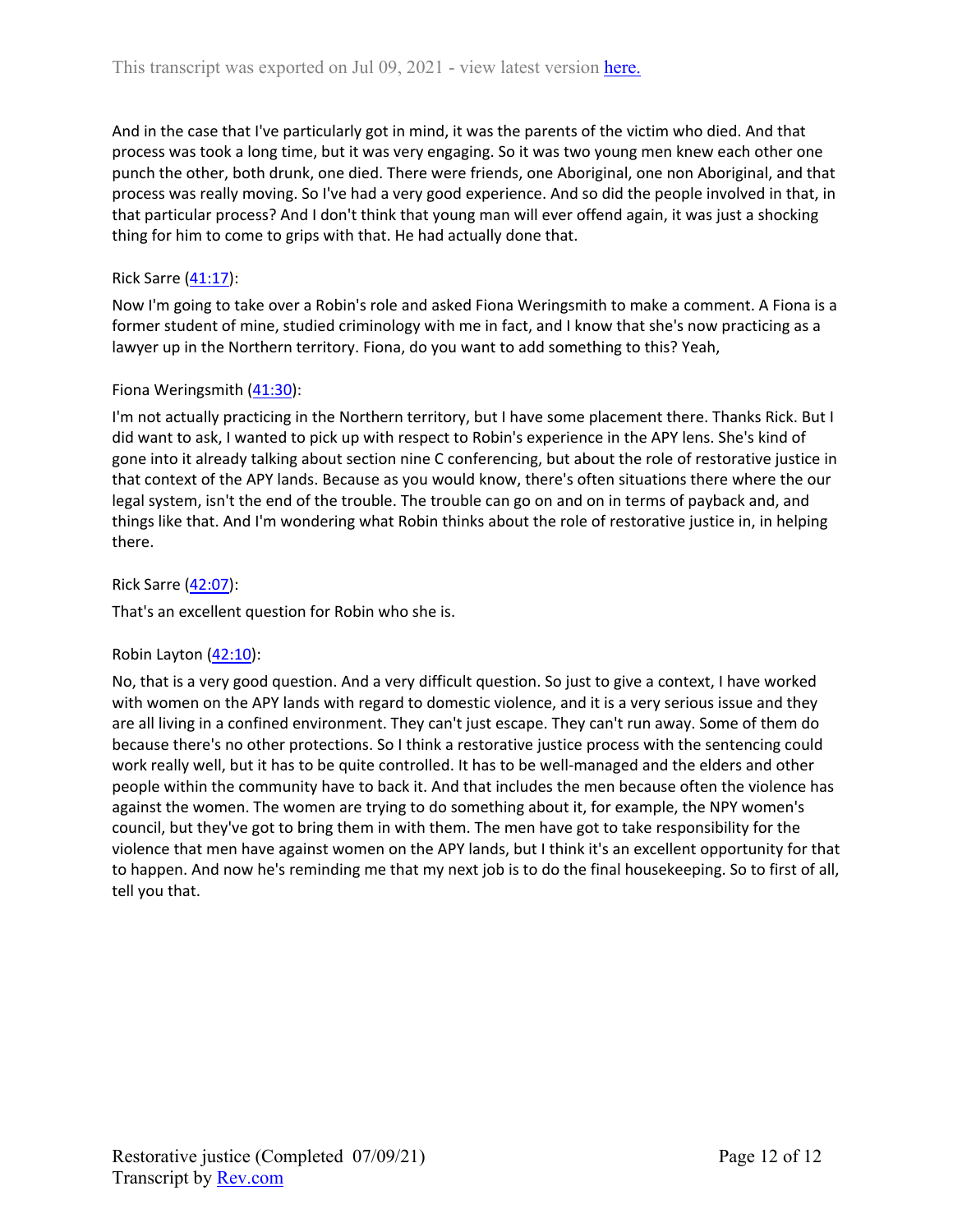And in the case that I've particularly got in mind, it was the parents of the victim who died. And that process was took a long time, but it was very engaging. So it was two young men knew each other one punch the other, both drunk, one died. There were friends, one Aboriginal, one non Aboriginal, and that process was really moving. So I've had a very good experience. And so did the people involved in that, in that particular process? And I don't think that young man will ever offend again, it was just a shocking thing for him to come to grips with that. He had actually done that.

Rick Sarre (41:17):

Now I'm going to take over a Robin's role and asked Fiona Weringsmith to make a comment. A Fiona is a former student of mine, studied criminology with me in fact, and I know that she's now practicing as a lawyer up in the Northern territory. Fiona, do you want to add something to this? Yeah,

Fiona Weringsmith (41:30):

I'm not actually practicing in the Northern territory, but I have some placement there. Thanks Rick. But I did want to ask, I wanted to pick up with respect to Robin's experience in the APY lens. She's kind of gone into it already talking about section nine C conferencing, but about the role of restorative justice in that context of the APY lands. Because as you would know, there's often situations there where the our legal system, isn't the end of the trouble. The trouble can go on and on in terms of payback and, and things like that. And I'm wondering what Robin thinks about the role of restorative justice in, in helping there.

Rick Sarre (42:07):

That's an excellent question for Robin who she is.

Robin Layton (42:10):

No, that is a very good question. And a very difficult question. So just to give a context, I have worked with women on the APY lands with regard to domestic violence, and it is a very serious issue and they are all living in a confined environment. They can't just escape. They can't run away. Some of them do because there's no other protections. So I think a restorative justice process with the sentencing could work really well, but it has to be quite controlled. It has to be well-managed and the elders and other people within the community have to back it. And that includes the men because often the violence has against the women. The women are trying to do something about it, for example, the NPY women's council, but they've got to bring them in with them. The men have got to take responsibility for the violence that men have against women on the APY lands, but I think it's an excellent opportunity for that to happen. And now he's reminding me that my next job is to do the final housekeeping. So to first of all, tell you that.